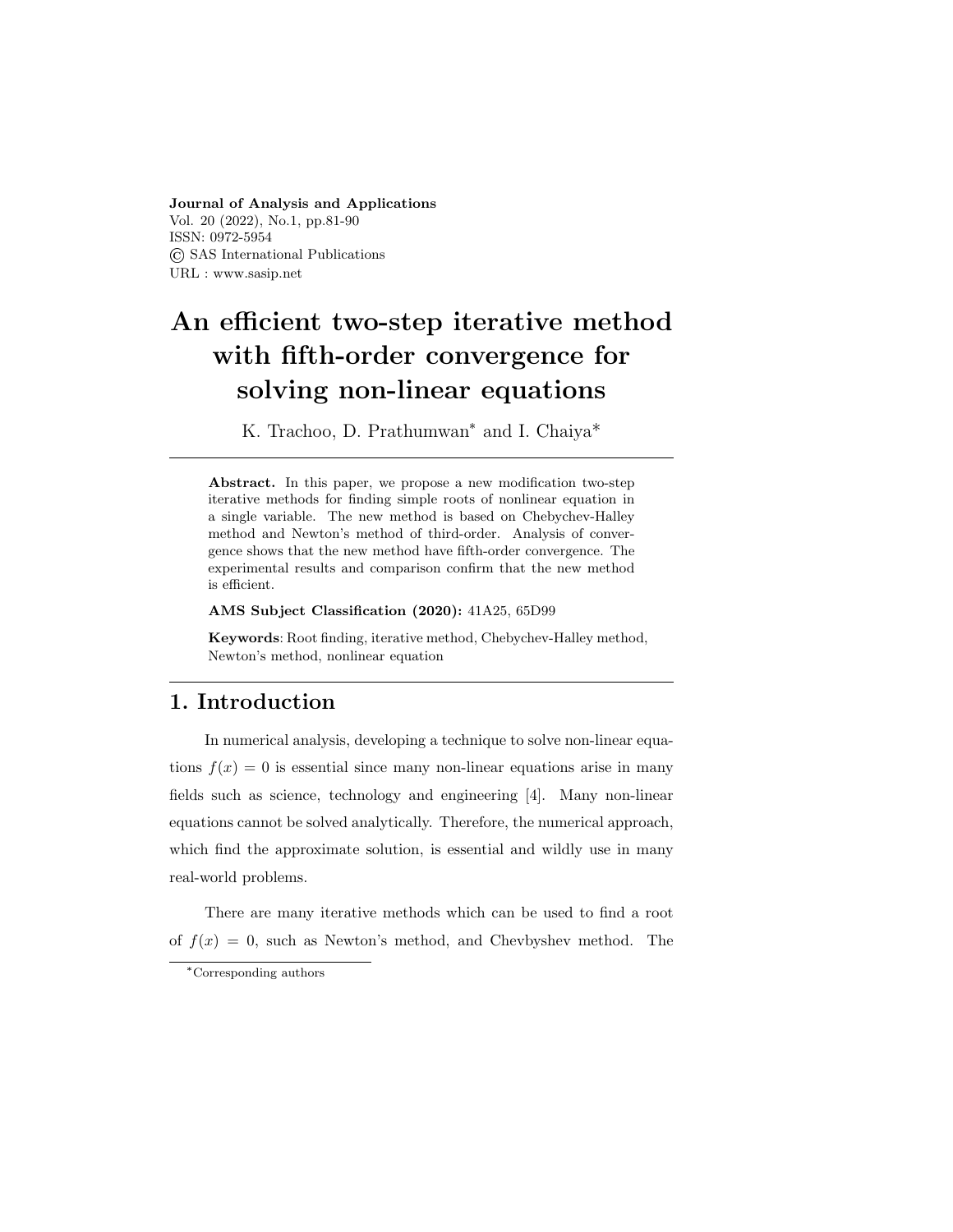**Journal of Analysis and Applications**
Vol. 20 (2022), No.1, pp.81-90
ISSN: 0972-5954
© SAS International Publications
URL : www.sasip.net

# An efficient two-step iterative method with fifth-order convergence for solving non-linear equations

K. Trachoo, D. Prathumwan* and I. Chaiya*

---

**Abstract.** In this paper, we propose a new modification two-step iterative methods for finding simple roots of nonlinear equation in a single variable. The new method is based on Chebychev-Halley method and Newton's method of third-order. Analysis of convergence shows that the new method have fifth-order convergence. The experimental results and comparison confirm that the new method is efficient.

**AMS Subject Classification (2020):** 41A25, 65D99

**Keywords**: Root finding, iterative method, Chebychev-Halley method, Newton's method, nonlinear equation

---

## 1. Introduction

In numerical analysis, developing a technique to solve non-linear equations $f(x) = 0$ is essential since many non-linear equations arise in many fields such as science, technology and engineering [4]. Many non-linear equations cannot be solved analytically. Therefore, the numerical approach, which find the approximate solution, is essential and wildly use in many real-world problems.

There are many iterative methods which can be used to find a root of $f(x) = 0$, such as Newton's method, and Chevbyshev method. The

*Corresponding authors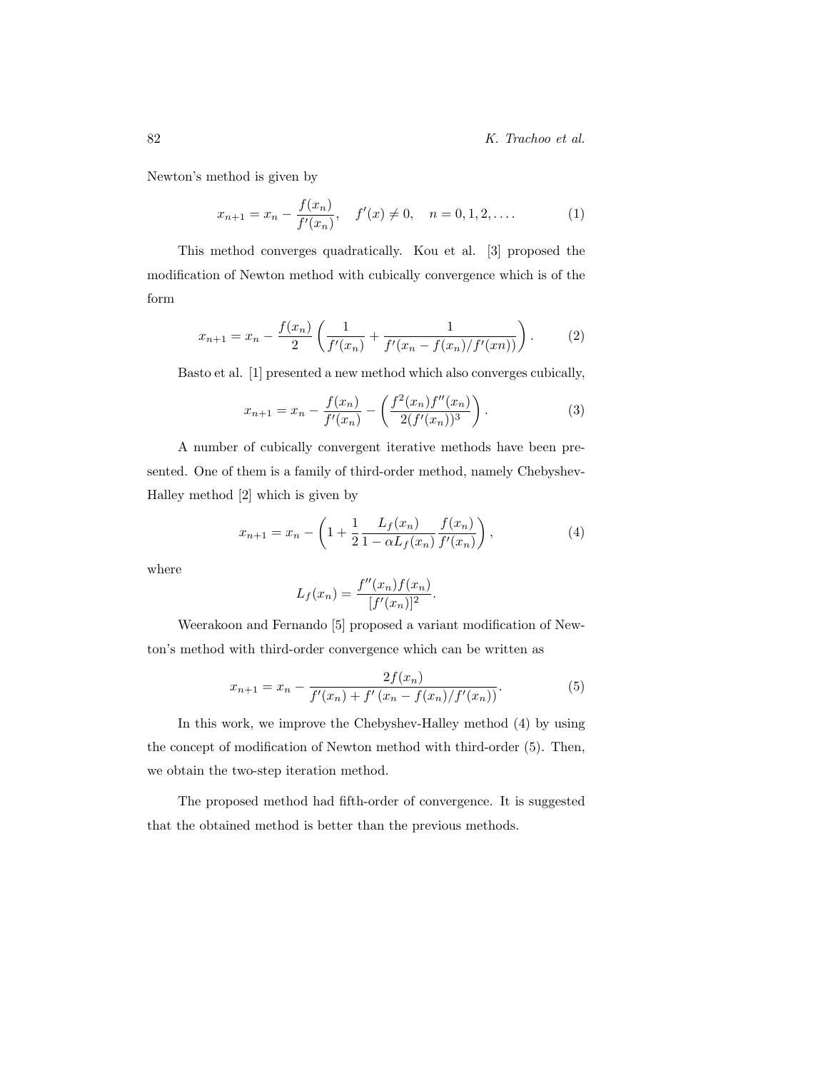Newton's method is given by

$$x_{n+1} = x_n - \frac{f(x_n)}{f'(x_n)}, \quad f'(x) \neq 0, \quad n = 0, 1, 2, \ldots. \tag{1}$$

This method converges quadratically. Kou et al. [3] proposed the modification of Newton method with cubically convergence which is of the form

$$x_{n+1} = x_n - \frac{f(x_n)}{2}\left(\frac{1}{f'(x_n)} + \frac{1}{f'(x_n - f(x_n)/f'(xn))}\right). \tag{2}$$

Basto et al. [1] presented a new method which also converges cubically,

$$x_{n+1} = x_n - \frac{f(x_n)}{f'(x_n)} - \left(\frac{f^2(x_n)f''(x_n)}{2(f'(x_n))^3}\right). \tag{3}$$

A number of cubically convergent iterative methods have been presented. One of them is a family of third-order method, namely Chebyshev-Halley method [2] which is given by

$$x_{n+1} = x_n - \left(1 + \frac{1}{2}\frac{L_f(x_n)}{1 - \alpha L_f(x_n)}\frac{f(x_n)}{f'(x_n)}\right), \tag{4}$$

where

$$L_f(x_n) = \frac{f''(x_n)f(x_n)}{[f'(x_n)]^2}.$$

Weerakoon and Fernando [5] proposed a variant modification of Newton's method with third-order convergence which can be written as

$$x_{n+1} = x_n - \frac{2f(x_n)}{f'(x_n) + f'\left(x_n - f(x_n)/f'(x_n)\right)}. \tag{5}$$

In this work, we improve the Chebyshev-Halley method (4) by using the concept of modification of Newton method with third-order (5). Then, we obtain the two-step iteration method.

The proposed method had fifth-order of convergence. It is suggested that the obtained method is better than the previous methods.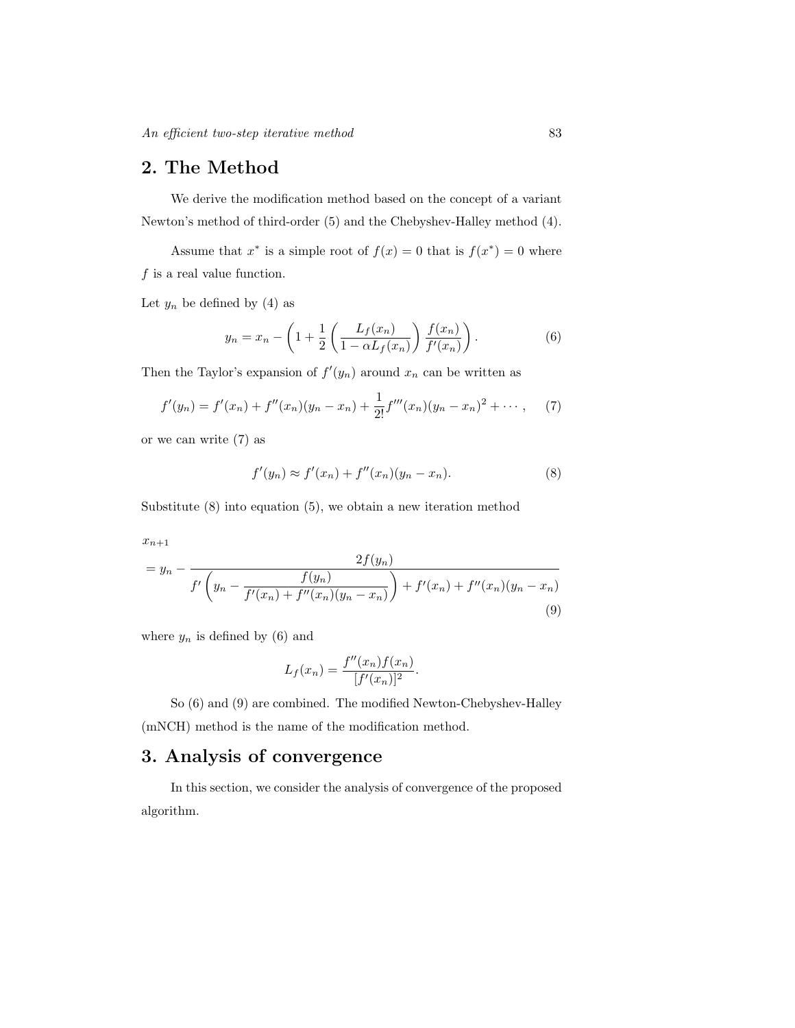## 2. The Method

We derive the modification method based on the concept of a variant Newton's method of third-order (5) and the Chebyshev-Halley method (4).

Assume that $x^*$ is a simple root of $f(x) = 0$ that is $f(x^*) = 0$ where $f$ is a real value function.

Let $y_n$ be defined by (4) as

$$y_n = x_n - \left(1 + \frac{1}{2}\left(\frac{L_f(x_n)}{1 - \alpha L_f(x_n)}\right)\frac{f(x_n)}{f'(x_n)}\right). \tag{6}$$

Then the Taylor's expansion of $f'(y_n)$ around $x_n$ can be written as

$$f'(y_n) = f'(x_n) + f''(x_n)(y_n - x_n) + \frac{1}{2!}f'''(x_n)(y_n - x_n)^2 + \cdots, \tag{7}$$

or we can write (7) as

$$f'(y_n) \approx f'(x_n) + f''(x_n)(y_n - x_n). \tag{8}$$

Substitute (8) into equation (5), we obtain a new iteration method

$$x_{n+1} = y_n - \frac{2f(y_n)}{f'\left(y_n - \frac{f(y_n)}{f'(x_n) + f''(x_n)(y_n - x_n)}\right) + f'(x_n) + f''(x_n)(y_n - x_n)} \tag{9}$$

where $y_n$ is defined by (6) and

$$L_f(x_n) = \frac{f''(x_n)f(x_n)}{[f'(x_n)]^2}.$$

So (6) and (9) are combined. The modified Newton-Chebyshev-Halley (mNCH) method is the name of the modification method.

## 3. Analysis of convergence

In this section, we consider the analysis of convergence of the proposed algorithm.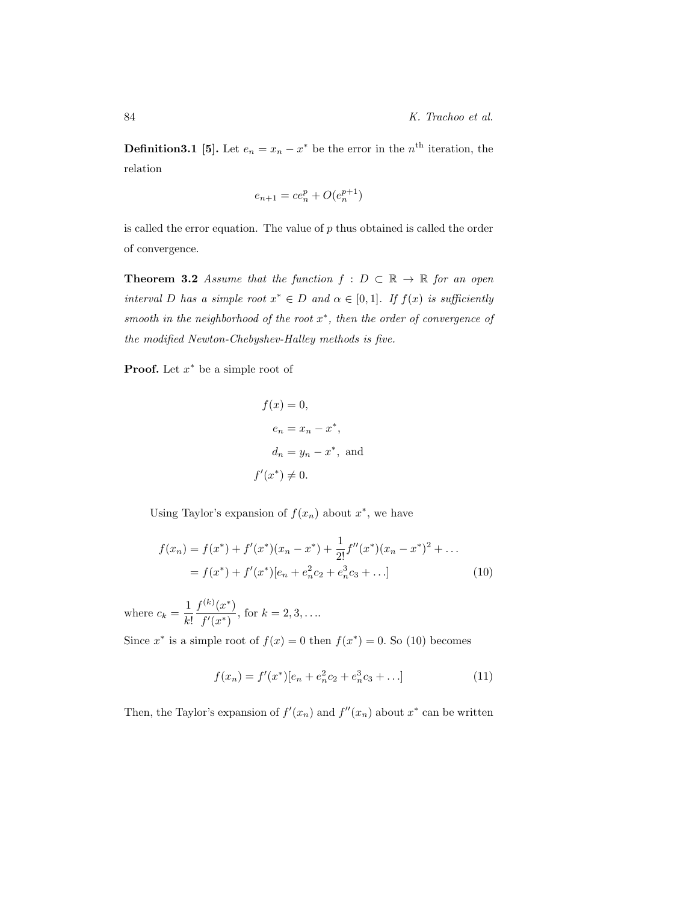**Definition3.1 [5].** Let $e_n = x_n - x^*$ be the error in the $n^{\text{th}}$ iteration, the relation

$$e_{n+1} = ce_n^p + O(e_n^{p+1})$$

is called the error equation. The value of $p$ thus obtained is called the order of convergence.

**Theorem 3.2** *Assume that the function $f : D \subset \mathbb{R} \to \mathbb{R}$ for an open interval $D$ has a simple root $x^* \in D$ and $\alpha \in [0, 1]$. If $f(x)$ is sufficiently smooth in the neighborhood of the root $x^*$, then the order of convergence of the modified Newton-Chebyshev-Halley methods is five.*

**Proof.** Let $x^*$ be a simple root of

$$\begin{aligned} f(x) &= 0, \\ e_n &= x_n - x^*, \\ d_n &= y_n - x^*, \text{ and} \\ f'(x^*) &\neq 0. \end{aligned}$$

Using Taylor's expansion of $f(x_n)$ about $x^*$, we have

$$\begin{aligned} f(x_n) &= f(x^*) + f'(x^*)(x_n - x^*) + \frac{1}{2!}f''(x^*)(x_n - x^*)^2 + \ldots \\ &= f(x^*) + f'(x^*)[e_n + e_n^2 c_2 + e_n^3 c_3 + \ldots] \end{aligned} \tag{10}$$

where $c_k = \dfrac{1}{k!}\dfrac{f^{(k)}(x^*)}{f'(x^*)}$, for $k = 2, 3, \ldots$.

Since $x^*$ is a simple root of $f(x) = 0$ then $f(x^*) = 0$. So (10) becomes

$$f(x_n) = f'(x^*)[e_n + e_n^2 c_2 + e_n^3 c_3 + \ldots] \tag{11}$$

Then, the Taylor's expansion of $f'(x_n)$ and $f''(x_n)$ about $x^*$ can be written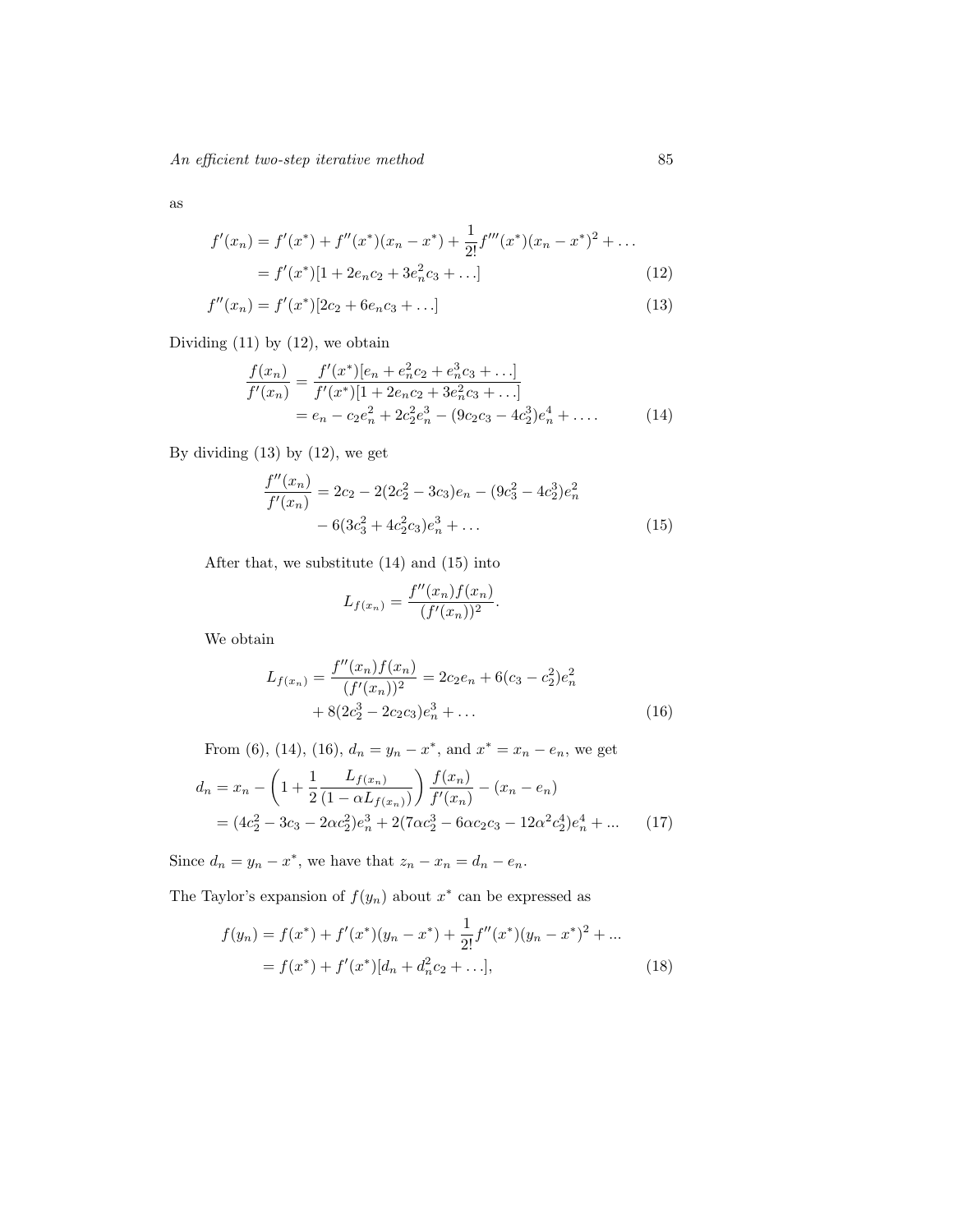as

$$
\begin{aligned}
f'(x_n) &= f'(x^*) + f''(x^*)(x_n - x^*) + \frac{1}{2!} f'''(x^*)(x_n - x^*)^2 + \ldots \\
&= f'(x^*)[1 + 2e_n c_2 + 3e_n^2 c_3 + \ldots] \qquad (12)
\end{aligned}
$$

$$
f''(x_n) = f'(x^*)[2c_2 + 6e_n c_3 + \ldots] \qquad (13)
$$

Dividing (11) by (12), we obtain

$$
\begin{aligned}
\frac{f(x_n)}{f'(x_n)} &= \frac{f'(x^*)[e_n + e_n^2 c_2 + e_n^3 c_3 + \ldots]}{f'(x^*)[1 + 2e_n c_2 + 3e_n^2 c_3 + \ldots]} \\
&= e_n - c_2 e_n^2 + 2c_2^2 e_n^3 - (9c_2 c_3 - 4c_2^3) e_n^4 + \ldots . \qquad (14)
\end{aligned}
$$

By dividing (13) by (12), we get

$$
\begin{aligned}
\frac{f''(x_n)}{f'(x_n)} &= 2c_2 - 2(2c_2^2 - 3c_3)e_n - (9c_3^2 - 4c_2^3)e_n^2 \\
&\quad - 6(3c_3^2 + 4c_2^2 c_3)e_n^3 + \ldots \qquad (15)
\end{aligned}
$$

After that, we substitute (14) and (15) into

$$
L_{f(x_n)} = \frac{f''(x_n) f(x_n)}{(f'(x_n))^2}.
$$

We obtain

$$
\begin{aligned}
L_{f(x_n)} = \frac{f''(x_n) f(x_n)}{(f'(x_n))^2} &= 2c_2 e_n + 6(c_3 - c_2^2)e_n^2 \\
&\quad + 8(2c_2^3 - 2c_2 c_3)e_n^3 + \ldots \qquad (16)
\end{aligned}
$$

From (6), (14), (16), $d_n = y_n - x^*$, and $x^* = x_n - e_n$, we get

$$
\begin{aligned}
d_n &= x_n - \left(1 + \frac{1}{2} \frac{L_{f(x_n)}}{(1 - \alpha L_{f(x_n)})}\right) \frac{f(x_n)}{f'(x_n)} - (x_n - e_n) \\
&= (4c_2^2 - 3c_3 - 2\alpha c_2^2)e_n^3 + 2(7\alpha c_2^3 - 6\alpha c_2 c_3 - 12\alpha^2 c_2^4)e_n^4 + \ldots \qquad (17)
\end{aligned}
$$

Since $d_n = y_n - x^*$, we have that $z_n - x_n = d_n - e_n$.

The Taylor's expansion of $f(y_n)$ about $x^*$ can be expressed as

$$
\begin{aligned}
f(y_n) &= f(x^*) + f'(x^*)(y_n - x^*) + \frac{1}{2!} f''(x^*)(y_n - x^*)^2 + \ldots \\
&= f(x^*) + f'(x^*)[d_n + d_n^2 c_2 + \ldots], \qquad (18)
\end{aligned}
$$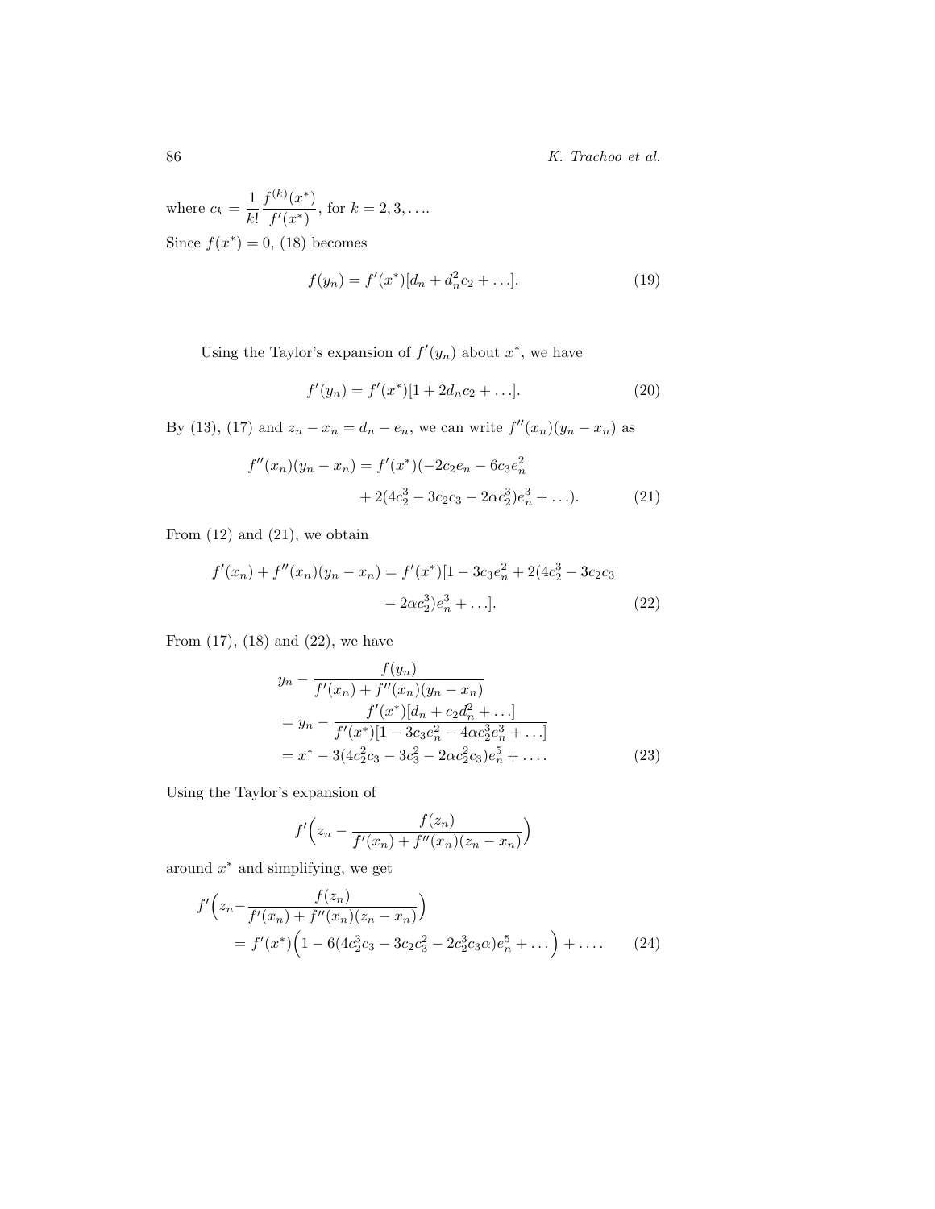where $c_k = \dfrac{1}{k!}\dfrac{f^{(k)}(x^*)}{f'(x^*)}$, for $k = 2, 3, \ldots$.

Since $f(x^*) = 0$, (18) becomes

$$f(y_n) = f'(x^*)[d_n + d_n^2 c_2 + \ldots]. \tag{19}$$

Using the Taylor's expansion of $f'(y_n)$ about $x^*$, we have

$$f'(y_n) = f'(x^*)[1 + 2d_n c_2 + \ldots]. \tag{20}$$

By (13), (17) and $z_n - x_n = d_n - e_n$, we can write $f''(x_n)(y_n - x_n)$ as

$$\begin{aligned} f''(x_n)(y_n - x_n) = f'(x^*)(&-2c_2 e_n - 6c_3 e_n^2 \\ &+ 2(4c_2^3 - 3c_2 c_3 - 2\alpha c_2^3)e_n^3 + \ldots). \end{aligned} \tag{21}$$

From (12) and (21), we obtain

$$\begin{aligned} f'(x_n) + f''(x_n)(y_n - x_n) = f'(x^*)[1 - 3c_3 e_n^2 + 2(4c_2^3 - 3c_2 c_3 \\ - 2\alpha c_2^3)e_n^3 + \ldots]. \end{aligned} \tag{22}$$

From (17), (18) and (22), we have

$$\begin{aligned} &y_n - \frac{f(y_n)}{f'(x_n) + f''(x_n)(y_n - x_n)} \\ &= y_n - \frac{f'(x^*)[d_n + c_2 d_n^2 + \ldots]}{f'(x^*)[1 - 3c_3 e_n^2 - 4\alpha c_2^3 e_n^3 + \ldots]} \\ &= x^* - 3(4c_2^2 c_3 - 3c_3^2 - 2\alpha c_2^2 c_3)e_n^5 + \ldots. \end{aligned} \tag{23}$$

Using the Taylor's expansion of

$$f'\Big(z_n - \frac{f(z_n)}{f'(x_n) + f''(x_n)(z_n - x_n)}\Big)$$

around $x^*$ and simplifying, we get

$$\begin{aligned} &f'\Big(z_n - \frac{f(z_n)}{f'(x_n) + f''(x_n)(z_n - x_n)}\Big) \\ &\quad = f'(x^*)\Big(1 - 6(4c_2^3 c_3 - 3c_2 c_3^2 - 2c_2^3 c_3 \alpha)e_n^5 + \ldots\Big) + \ldots. \end{aligned} \tag{24}$$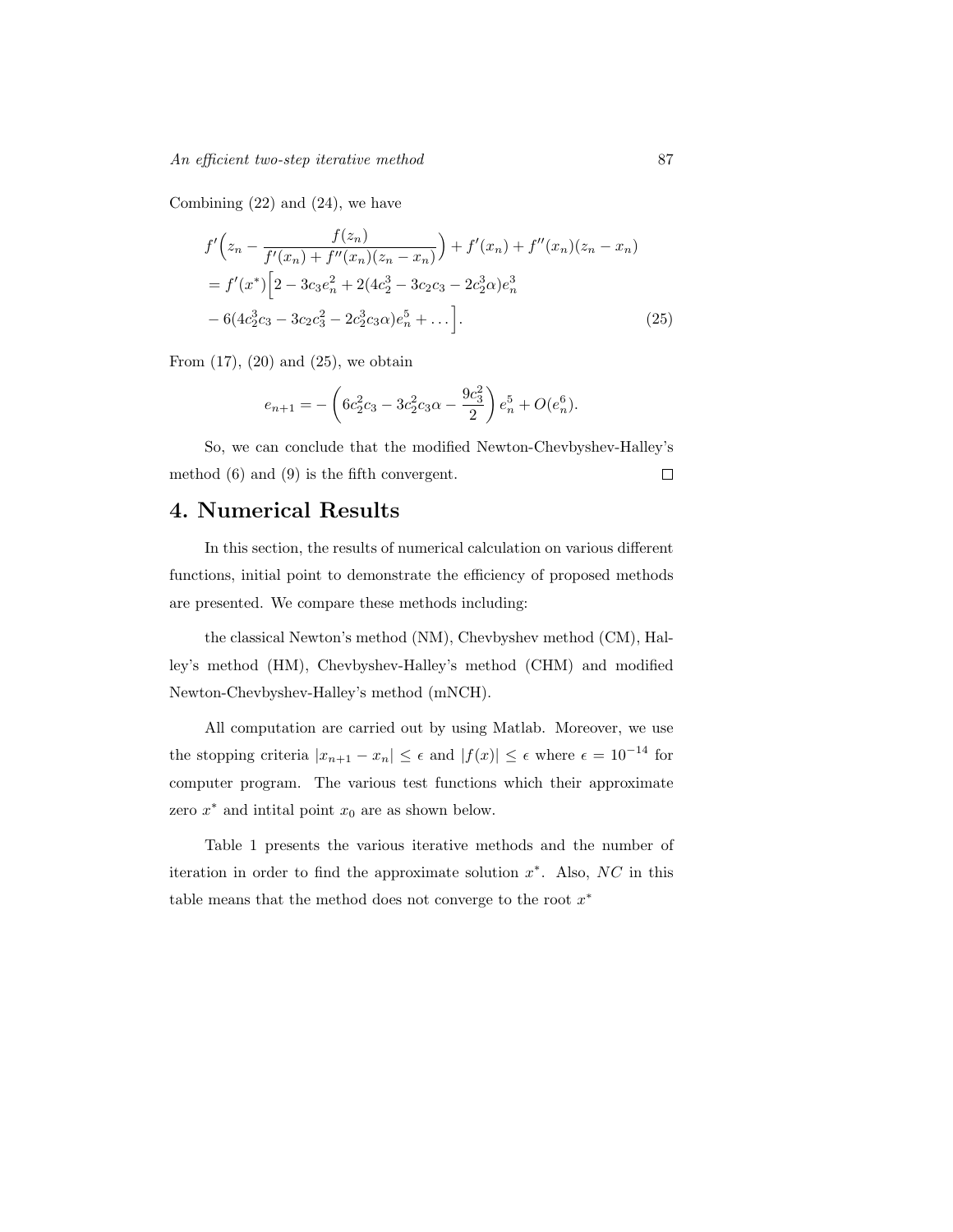Combining (22) and (24), we have

$$
\begin{aligned}
& f'\Big(z_n - \frac{f(z_n)}{f'(x_n) + f''(x_n)(z_n - x_n)}\Big) + f'(x_n) + f''(x_n)(z_n - x_n) \\
& = f'(x^*)\Big[2 - 3c_3 e_n^2 + 2(4c_2^3 - 3c_2 c_3 - 2c_2^3\alpha)e_n^3 \\
& - 6(4c_2^3 c_3 - 3c_2 c_3^2 - 2c_2^3 c_3 \alpha)e_n^5 + \dots\Big]. \qquad (25)
\end{aligned}
$$

From (17), (20) and (25), we obtain

$$
e_{n+1} = -\left(6c_2^2 c_3 - 3c_2^2 c_3 \alpha - \frac{9c_3^2}{2}\right) e_n^5 + O(e_n^6).
$$

So, we can conclude that the modified Newton-Chevbyshev-Halley's method (6) and (9) is the fifth convergent. □

# 4. Numerical Results

In this section, the results of numerical calculation on various different functions, initial point to demonstrate the efficiency of proposed methods are presented. We compare these methods including:

the classical Newton's method (NM), Chevbyshev method (CM), Halley's method (HM), Chevbyshev-Halley's method (CHM) and modified Newton-Chevbyshev-Halley's method (mNCH).

All computation are carried out by using Matlab. Moreover, we use the stopping criteria $|x_{n+1} - x_n| \leq \epsilon$ and $|f(x)| \leq \epsilon$ where $\epsilon = 10^{-14}$ for computer program. The various test functions which their approximate zero $x^*$ and intital point $x_0$ are as shown below.

Table 1 presents the various iterative methods and the number of iteration in order to find the approximate solution $x^*$. Also, $NC$ in this table means that the method does not converge to the root $x^*$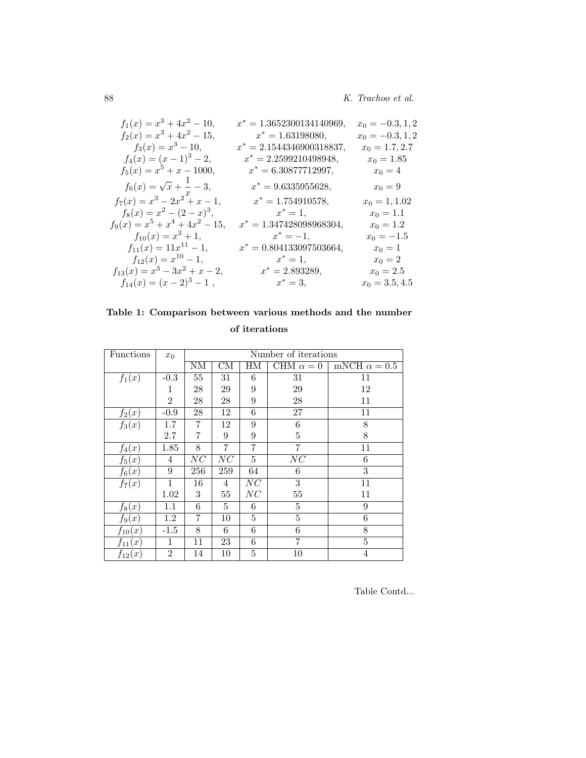$$
\begin{array}{lll}
f_1(x) = x^3 + 4x^2 - 10, & x^* = 1.3652300134140969, & x_0 = -0.3, 1, 2 \\
f_2(x) = x^3 + 4x^2 - 15, & x^* = 1.63198080, & x_0 = -0.3, 1, 2 \\
f_3(x) = x^3 - 10, & x^* = 2.1544346900318837, & x_0 = 1.7, 2.7 \\
f_4(x) = (x-1)^3 - 2, & x^* = 2.2599210498948, & x_0 = 1.85 \\
f_5(x) = x^5 + x - 1000, & x^* = 6.30877712997, & x_0 = 4 \\
f_6(x) = \sqrt{x} + \dfrac{1}{x} - 3, & x^* = 9.6335955628, & x_0 = 9 \\
f_7(x) = x^3 - 2x^2 + x - 1, & x^* = 1.754910578, & x_0 = 1, 1.02 \\
f_8(x) = x^2 - (2-x)^3, & x^* = 1, & x_0 = 1.1 \\
f_9(x) = x^5 + x^4 + 4x^2 - 15, & x^* = 1.347428098968304, & x_0 = 1.2 \\
f_{10}(x) = x^3 + 1, & x^* = -1, & x_0 = -1.5 \\
f_{11}(x) = 11x^{11} - 1, & x^* = 0.804133097503664, & x_0 = 1 \\
f_{12}(x) = x^{10} - 1, & x^* = 1, & x_0 = 2 \\
f_{13}(x) = x^3 - 3x^2 + x - 2, & x^* = 2.893289, & x_0 = 2.5 \\
f_{14}(x) = (x-2)^3 - 1\ , & x^* = 3, & x_0 = 3.5, 4.5
\end{array}
$$

**Table 1: Comparison between various methods and the number of iterations**

| Functions | $x_0$ | Number of iterations | | | | |
|---|---|---|---|---|---|---|
| | | NM | CM | HM | CHM $\alpha = 0$ | mNCH $\alpha = 0.5$ |
| $f_1(x)$ | -0.3 | 55 | 31 | 6 | 31 | 11 |
| | 1 | 28 | 29 | 9 | 29 | 12 |
| | 2 | 28 | 28 | 9 | 28 | 11 |
| $f_2(x)$ | -0.9 | 28 | 12 | 6 | 27 | 11 |
| $f_3(x)$ | 1.7 | 7 | 12 | 9 | 6 | 8 |
| | 2.7 | 7 | 9 | 9 | 5 | 8 |
| $f_4(x)$ | 1.85 | 8 | 7 | 7 | 7 | 11 |
| $f_5(x)$ | 4 | $NC$ | $NC$ | 5 | $NC$ | 6 |
| $f_6(x)$ | 9 | 256 | 259 | 64 | 6 | 3 |
| $f_7(x)$ | 1 | 16 | 4 | $NC$ | 3 | 11 |
| | 1.02 | 3 | 55 | $NC$ | 55 | 11 |
| $f_8(x)$ | 1.1 | 6 | 5 | 6 | 5 | 9 |
| $f_9(x)$ | 1.2 | 7 | 10 | 5 | 5 | 6 |
| $f_{10}(x)$ | -1.5 | 8 | 6 | 6 | 6 | 8 |
| $f_{11}(x)$ | 1 | 11 | 23 | 6 | 7 | 5 |
| $f_{12}(x)$ | 2 | 14 | 10 | 5 | 10 | 4 |

Table Contd...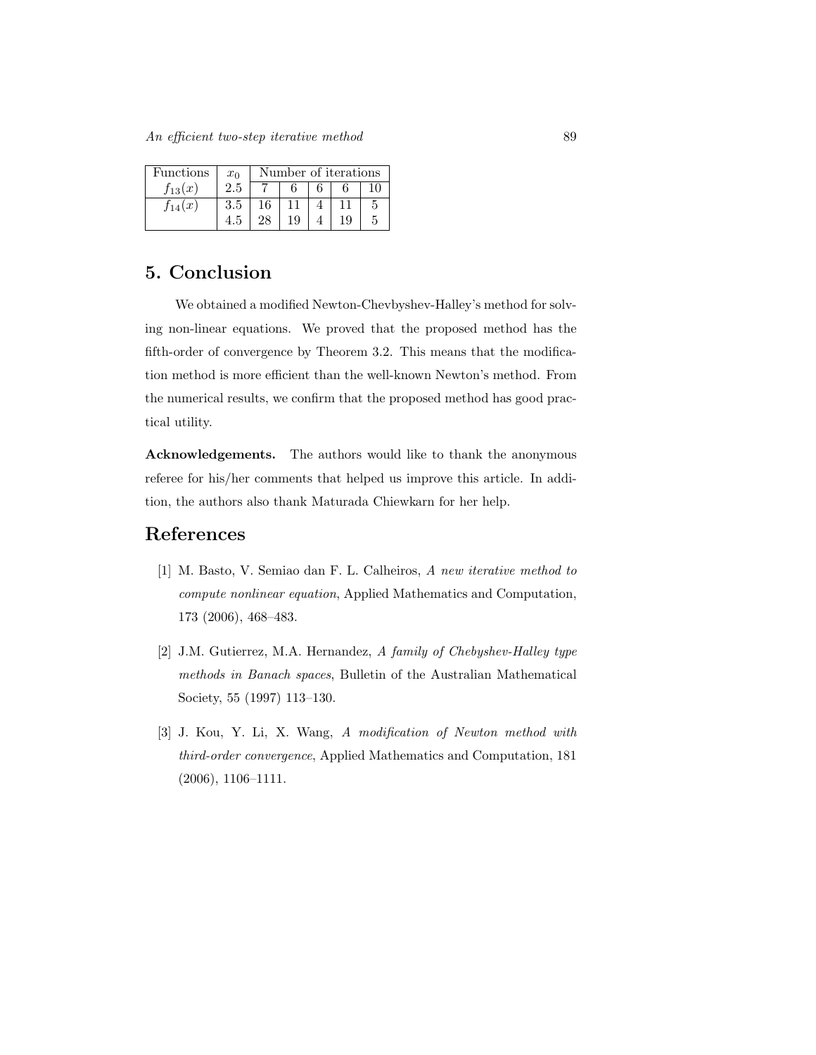| Functions | $x_0$ | Number of iterations | | | | |
|---|---|---|---|---|---|---|
| $f_{13}(x)$ | 2.5 | 7 | 6 | 6 | 6 | 10 |
| $f_{14}(x)$ | 3.5 | 16 | 11 | 4 | 11 | 5 |
| | 4.5 | 28 | 19 | 4 | 19 | 5 |

## 5. Conclusion

We obtained a modified Newton-Chevbyshev-Halley's method for solving non-linear equations. We proved that the proposed method has the fifth-order of convergence by Theorem 3.2. This means that the modification method is more efficient than the well-known Newton's method. From the numerical results, we confirm that the proposed method has good practical utility.

**Acknowledgements.** The authors would like to thank the anonymous referee for his/her comments that helped us improve this article. In addition, the authors also thank Maturada Chiewkarn for her help.

## References

[1] M. Basto, V. Semiao dan F. L. Calheiros, *A new iterative method to compute nonlinear equation*, Applied Mathematics and Computation, 173 (2006), 468–483.

[2] J.M. Gutierrez, M.A. Hernandez, *A family of Chebyshev-Halley type methods in Banach spaces*, Bulletin of the Australian Mathematical Society, 55 (1997) 113–130.

[3] J. Kou, Y. Li, X. Wang, *A modification of Newton method with third-order convergence*, Applied Mathematics and Computation, 181 (2006), 1106–1111.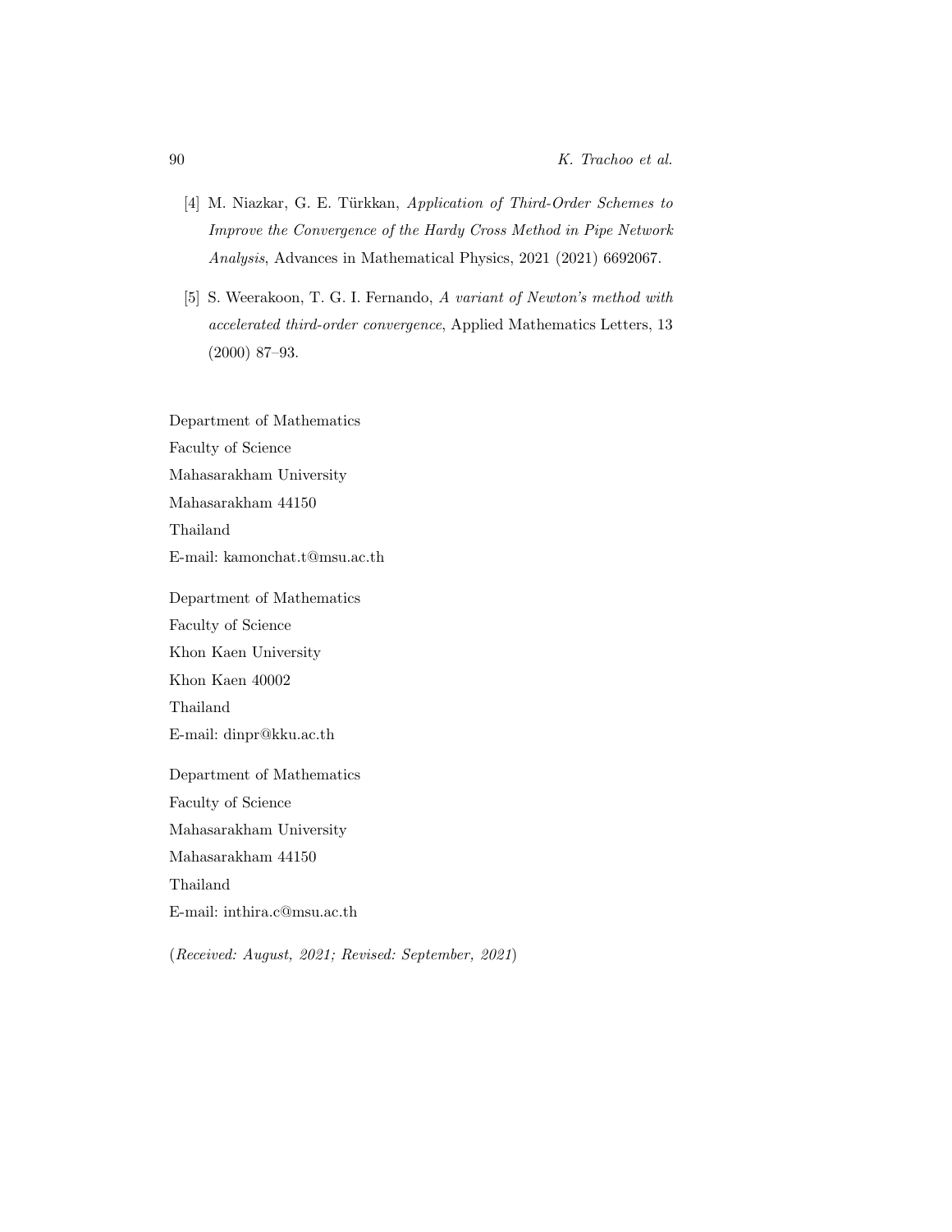[4] M. Niazkar, G. E. Türkkan, *Application of Third-Order Schemes to Improve the Convergence of the Hardy Cross Method in Pipe Network Analysis*, Advances in Mathematical Physics, 2021 (2021) 6692067.

[5] S. Weerakoon, T. G. I. Fernando, *A variant of Newton's method with accelerated third-order convergence*, Applied Mathematics Letters, 13 (2000) 87–93.

Department of Mathematics
Faculty of Science
Mahasarakham University
Mahasarakham 44150
Thailand
E-mail: kamonchat.t@msu.ac.th

Department of Mathematics
Faculty of Science
Khon Kaen University
Khon Kaen 40002
Thailand
E-mail: dinpr@kku.ac.th

Department of Mathematics
Faculty of Science
Mahasarakham University
Mahasarakham 44150
Thailand
E-mail: inthira.c@msu.ac.th

(*Received: August, 2021; Revised: September, 2021*)